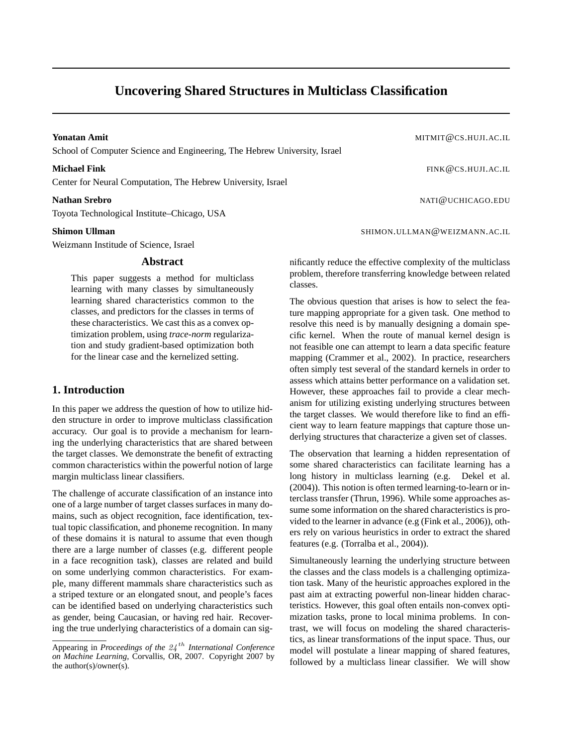# Uncovering Shared Structures in Multiclass Classification

**Yonatan Amit** MITMIT@CS.HUJI.AC.IL
School of Computer Science and Engineering, The Hebrew University, Israel

**Michael Fink** FINK@CS.HUJI.AC.IL
Center for Neural Computation, The Hebrew University, Israel

**Nathan Srebro** NATI@UCHICAGO.EDU
Toyota Technological Institute–Chicago, USA

**Shimon Ullman** SHIMON.ULLMAN@WEIZMANN.AC.IL
Weizmann Institute of Science, Israel

## Abstract

This paper suggests a method for multiclass learning with many classes by simultaneously learning shared characteristics common to the classes, and predictors for the classes in terms of these characteristics. We cast this as a convex optimization problem, using *trace-norm* regularization and study gradient-based optimization both for the linear case and the kernelized setting.

## 1. Introduction

In this paper we address the question of how to utilize hidden structure in order to improve multiclass classification accuracy. Our goal is to provide a mechanism for learning the underlying characteristics that are shared between the target classes. We demonstrate the benefit of extracting common characteristics within the powerful notion of large margin multiclass linear classifiers.

The challenge of accurate classification of an instance into one of a large number of target classes surfaces in many domains, such as object recognition, face identification, textual topic classification, and phoneme recognition. In many of these domains it is natural to assume that even though there are a large number of classes (e.g. different people in a face recognition task), classes are related and build on some underlying common characteristics. For example, many different mammals share characteristics such as a striped texture or an elongated snout, and people's faces can be identified based on underlying characteristics such as gender, being Caucasian, or having red hair. Recovering the true underlying characteristics of a domain can significantly reduce the effective complexity of the multiclass problem, therefore transferring knowledge between related classes.

The obvious question that arises is how to select the feature mapping appropriate for a given task. One method to resolve this need is by manually designing a domain specific kernel. When the route of manual kernel design is not feasible one can attempt to learn a data specific feature mapping (Crammer et al., 2002). In practice, researchers often simply test several of the standard kernels in order to assess which attains better performance on a validation set. However, these approaches fail to provide a clear mechanism for utilizing existing underlying structures between the target classes. We would therefore like to find an efficient way to learn feature mappings that capture those underlying structures that characterize a given set of classes.

The observation that learning a hidden representation of some shared characteristics can facilitate learning has a long history in multiclass learning (e.g. Dekel et al. (2004)). This notion is often termed learning-to-learn or interclass transfer (Thrun, 1996). While some approaches assume some information on the shared characteristics is provided to the learner in advance (e.g (Fink et al., 2006)), others rely on various heuristics in order to extract the shared features (e.g. (Torralba et al., 2004)).

Simultaneously learning the underlying structure between the classes and the class models is a challenging optimization task. Many of the heuristic approaches explored in the past aim at extracting powerful non-linear hidden characteristics. However, this goal often entails non-convex optimization tasks, prone to local minima problems. In contrast, we will focus on modeling the shared characteristics, as linear transformations of the input space. Thus, our model will postulate a linear mapping of shared features, followed by a multiclass linear classifier. We will show

---

Appearing in *Proceedings of the $24^{th}$ International Conference on Machine Learning*, Corvallis, OR, 2007. Copyright 2007 by the author(s)/owner(s).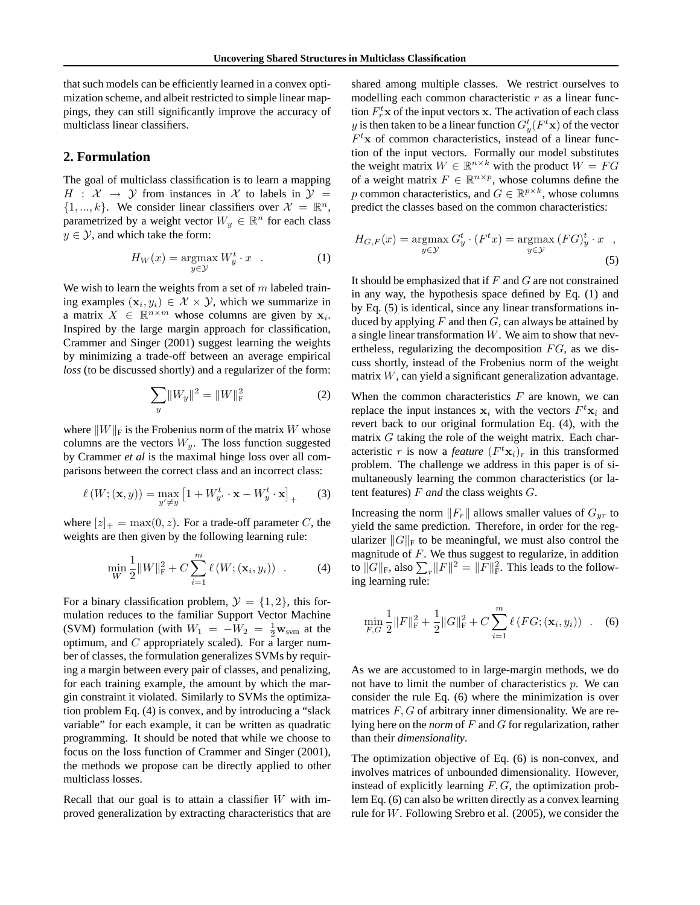that such models can be efficiently learned in a convex optimization scheme, and albeit restricted to simple linear mappings, they can still significantly improve the accuracy of multiclass linear classifiers.

## 2. Formulation

The goal of multiclass classification is to learn a mapping $H : \mathcal{X} \rightarrow \mathcal{Y}$ from instances in $\mathcal{X}$ to labels in $\mathcal{Y} = \{1, ..., k\}$. We consider linear classifiers over $\mathcal{X} = \mathbb{R}^n$, parametrized by a weight vector $W_y \in \mathbb{R}^n$ for each class $y \in \mathcal{Y}$, and which take the form:

$$H_W(x) = \underset{y \in \mathcal{Y}}{\operatorname{argmax}} \, W_y^t \cdot x \quad . \tag{1}$$

We wish to learn the weights from a set of $m$ labeled training examples $(\mathbf{x}_i, y_i) \in \mathcal{X} \times \mathcal{Y}$, which we summarize in a matrix $X \in \mathbb{R}^{n \times m}$ whose columns are given by $\mathbf{x}_i$. Inspired by the large margin approach for classification, Crammer and Singer (2001) suggest learning the weights by minimizing a trade-off between an average empirical *loss* (to be discussed shortly) and a regularizer of the form:

$$\sum_y \|W_y\|^2 = \|W\|_{\text{F}}^2 \tag{2}$$

where $\|W\|_{\text{F}}$ is the Frobenius norm of the matrix $W$ whose columns are the vectors $W_y$. The loss function suggested by Crammer *et al* is the maximal hinge loss over all comparisons between the correct class and an incorrect class:

$$\ell\left(W; (\mathbf{x}, y)\right) = \max_{y' \neq y} \left[1 + W_{y'}^t \cdot \mathbf{x} - W_y^t \cdot \mathbf{x}\right]_+ \tag{3}$$

where $[z]_+ = \max(0, z)$. For a trade-off parameter $C$, the weights are then given by the following learning rule:

$$\min_W \frac{1}{2}\|W\|_{\text{F}}^2 + C \sum_{i=1}^{m} \ell\left(W; (\mathbf{x}_i, y_i)\right) \quad . \tag{4}$$

For a binary classification problem, $\mathcal{Y} = \{1, 2\}$, this formulation reduces to the familiar Support Vector Machine (SVM) formulation (with $W_1 = -W_2 = \frac{1}{2}\mathbf{w}_{\text{svm}}$ at the optimum, and $C$ appropriately scaled). For a larger number of classes, the formulation generalizes SVMs by requiring a margin between every pair of classes, and penalizing, for each training example, the amount by which the margin constraint it violated. Similarly to SVMs the optimization problem Eq. (4) is convex, and by introducing a "slack variable" for each example, it can be written as quadratic programming. It should be noted that while we choose to focus on the loss function of Crammer and Singer (2001), the methods we propose can be directly applied to other multiclass losses.

Recall that our goal is to attain a classifier $W$ with improved generalization by extracting characteristics that are shared among multiple classes. We restrict ourselves to modelling each common characteristic $r$ as a linear function $F_r^t \mathbf{x}$ of the input vectors $\mathbf{x}$. The activation of each class $y$ is then taken to be a linear function $G_y^t(F^t \mathbf{x})$ of the vector $F^t \mathbf{x}$ of common characteristics, instead of a linear function of the input vectors. Formally our model substitutes the weight matrix $W \in \mathbb{R}^{n \times k}$ with the product $W = FG$ of a weight matrix $F \in \mathbb{R}^{n \times p}$, whose columns define the $p$ common characteristics, and $G \in \mathbb{R}^{p \times k}$, whose columns predict the classes based on the common characteristics:

$$H_{G,F}(x) = \underset{y \in \mathcal{Y}}{\operatorname{argmax}} \, G_y^t \cdot (F^t x) = \underset{y \in \mathcal{Y}}{\operatorname{argmax}} \, (FG)_y^t \cdot x \quad , \tag{5}$$

It should be emphasized that if $F$ and $G$ are not constrained in any way, the hypothesis space defined by Eq. (1) and by Eq. (5) is identical, since any linear transformations induced by applying $F$ and then $G$, can always be attained by a single linear transformation $W$. We aim to show that nevertheless, regularizing the decomposition $FG$, as we discuss shortly, instead of the Frobenius norm of the weight matrix $W$, can yield a significant generalization advantage.

When the common characteristics $F$ are known, we can replace the input instances $\mathbf{x}_i$ with the vectors $F^t \mathbf{x}_i$ and revert back to our original formulation Eq. (4), with the matrix $G$ taking the role of the weight matrix. Each characteristic $r$ is now a *feature* $(F^t \mathbf{x}_i)_r$ in this transformed problem. The challenge we address in this paper is of simultaneously learning the common characteristics (or latent features) $F$ *and* the class weights $G$.

Increasing the norm $\|F_r\|$ allows smaller values of $G_{yr}$ to yield the same prediction. Therefore, in order for the regularizer $\|G\|_{\text{F}}$ to be meaningful, we must also control the magnitude of $F$. We thus suggest to regularize, in addition to $\|G\|_{\text{F}}$, also $\sum_r \|F\|^2 = \|F\|_{\text{F}}^2$. This leads to the following learning rule:

$$\min_{F,G} \frac{1}{2}\|F\|_{\text{F}}^2 + \frac{1}{2}\|G\|_{\text{F}}^2 + C \sum_{i=1}^{m} \ell\left(FG; (\mathbf{x}_i, y_i)\right) \quad . \tag{6}$$

As we are accustomed to in large-margin methods, we do not have to limit the number of characteristics $p$. We can consider the rule Eq. (6) where the minimization is over matrices $F, G$ of arbitrary inner dimensionality. We are relying here on the *norm* of $F$ and $G$ for regularization, rather than their *dimensionality*.

The optimization objective of Eq. (6) is non-convex, and involves matrices of unbounded dimensionality. However, instead of explicitly learning $F, G$, the optimization problem Eq. (6) can also be written directly as a convex learning rule for $W$. Following Srebro et al. (2005), we consider the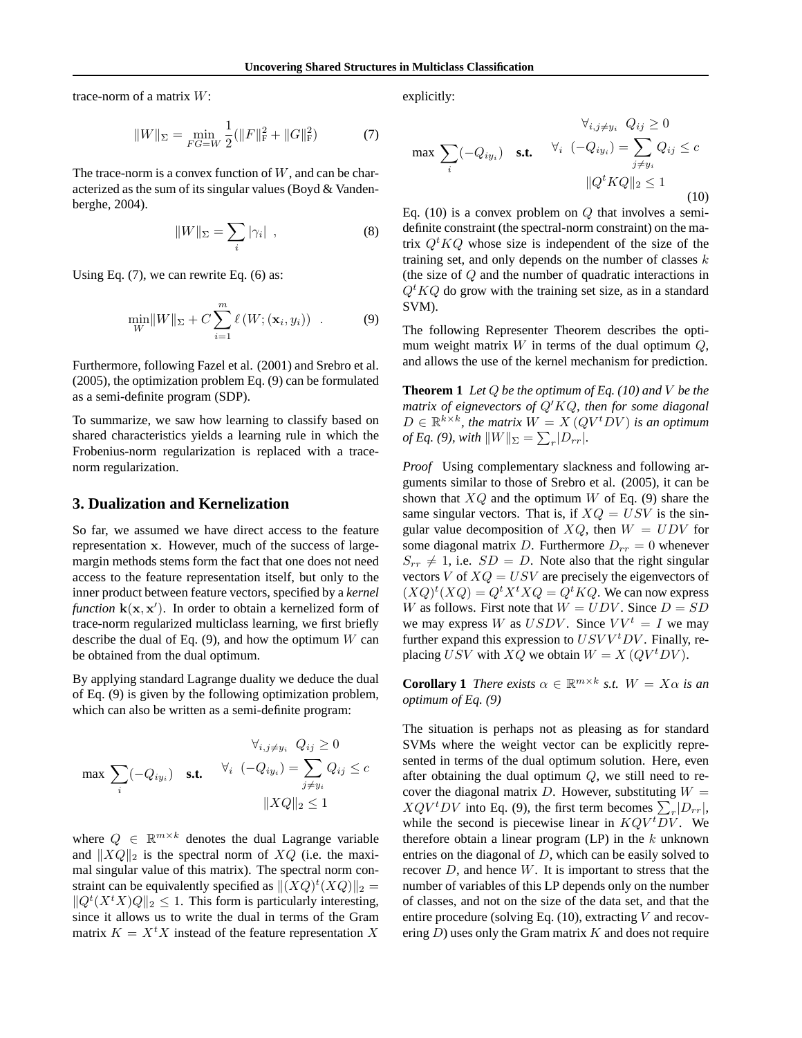trace-norm of a matrix $W$:

$$\|W\|_\Sigma = \min_{FG=W} \frac{1}{2}(\|F\|_F^2 + \|G\|_F^2) \tag{7}$$

The trace-norm is a convex function of $W$, and can be characterized as the sum of its singular values (Boyd & Vandenberghe, 2004).

$$\|W\|_\Sigma = \sum_i |\gamma_i| \ , \tag{8}$$

Using Eq. (7), we can rewrite Eq. (6) as:

$$\min_W \|W\|_\Sigma + C \sum_{i=1}^{m} \ell\left(W; (\mathbf{x}_i, y_i)\right) \ . \tag{9}$$

Furthermore, following Fazel et al. (2001) and Srebro et al. (2005), the optimization problem Eq. (9) can be formulated as a semi-definite program (SDP).

To summarize, we saw how learning to classify based on shared characteristics yields a learning rule in which the Frobenius-norm regularization is replaced with a trace-norm regularization.

## 3. Dualization and Kernelization

So far, we assumed we have direct access to the feature representation $\mathbf{x}$. However, much of the success of large-margin methods stems form the fact that one does not need access to the feature representation itself, but only to the inner product between feature vectors, specified by a *kernel function* $\mathbf{k}(\mathbf{x}, \mathbf{x}')$. In order to obtain a kernelized form of trace-norm regularized multiclass learning, we first briefly describe the dual of Eq. (9), and how the optimum $W$ can be obtained from the dual optimum.

By applying standard Lagrange duality we deduce the dual of Eq. (9) is given by the following optimization problem, which can also be written as a semi-definite program:

$$\max \sum_i (-Q_{iy_i}) \quad \textbf{s.t.} \quad \begin{array}{c} \forall_{i, j \neq y_i} \ \ Q_{ij} \geq 0 \\ \forall_i \ \ (-Q_{iy_i}) = \sum_{j \neq y_i} Q_{ij} \leq c \\ \|XQ\|_2 \leq 1 \end{array}$$

where $Q \in \mathbb{R}^{m \times k}$ denotes the dual Lagrange variable and $\|XQ\|_2$ is the spectral norm of $XQ$ (i.e. the maximal singular value of this matrix). The spectral norm constraint can be equivalently specified as $\|(XQ)^t(XQ)\|_2 = \|Q^t(X^tX)Q\|_2 \leq 1$. This form is particularly interesting, since it allows us to write the dual in terms of the Gram matrix $K = X^tX$ instead of the feature representation $X$ explicitly:

$$\max \sum_i (-Q_{iy_i}) \quad \textbf{s.t.} \quad \begin{array}{c} \forall_{i, j \neq y_i} \ \ Q_{ij} \geq 0 \\ \forall_i \ \ (-Q_{iy_i}) = \sum_{j \neq y_i} Q_{ij} \leq c \\ \|Q^tKQ\|_2 \leq 1 \end{array} \tag{10}$$

Eq. (10) is a convex problem on $Q$ that involves a semi-definite constraint (the spectral-norm constraint) on the matrix $Q^tKQ$ whose size is independent of the size of the training set, and only depends on the number of classes $k$ (the size of $Q$ and the number of quadratic interactions in $Q^tKQ$ do grow with the training set size, as in a standard SVM).

The following Representer Theorem describes the optimum weight matrix $W$ in terms of the dual optimum $Q$, and allows the use of the kernel mechanism for prediction.

**Theorem 1** *Let $Q$ be the optimum of Eq. (10) and $V$ be the matrix of eignevectors of $Q'KQ$, then for some diagonal $D \in \mathbb{R}^{k \times k}$, the matrix $W = X\left(QV^tDV\right)$ is an optimum of Eq. (9), with $\|W\|_\Sigma = \sum_r |D_{rr}|$.*

*Proof* Using complementary slackness and following arguments similar to those of Srebro et al. (2005), it can be shown that $XQ$ and the optimum $W$ of Eq. (9) share the same singular vectors. That is, if $XQ = USV$ is the singular value decomposition of $XQ$, then $W = UDV$ for some diagonal matrix $D$. Furthermore $D_{rr} = 0$ whenever $S_{rr} \neq 1$, i.e. $SD = D$. Note also that the right singular vectors $V$ of $XQ = USV$ are precisely the eigenvectors of $(XQ)^t(XQ) = Q^tX^tXQ = Q^tKQ$. We can now express $W$ as follows. First note that $W = UDV$. Since $D = SD$ we may express $W$ as $USDV$. Since $VV^t = I$ we may further expand this expression to $USVV^tDV$. Finally, replacing $USV$ with $XQ$ we obtain $W = X\left(QV^tDV\right)$.

**Corollary 1** *There exists $\alpha \in \mathbb{R}^{m \times k}$ s.t. $W = X\alpha$ is an optimum of Eq. (9)*

The situation is perhaps not as pleasing as for standard SVMs where the weight vector can be explicitly represented in terms of the dual optimum solution. Here, even after obtaining the dual optimum $Q$, we still need to recover the diagonal matrix $D$. However, substituting $W = XQV^tDV$ into Eq. (9), the first term becomes $\sum_r |D_{rr}|$, while the second is piecewise linear in $KQV^tDV$. We therefore obtain a linear program (LP) in the $k$ unknown entries on the diagonal of $D$, which can be easily solved to recover $D$, and hence $W$. It is important to stress that the number of variables of this LP depends only on the number of classes, and not on the size of the data set, and that the entire procedure (solving Eq. (10), extracting $V$ and recovering $D$) uses only the Gram matrix $K$ and does not require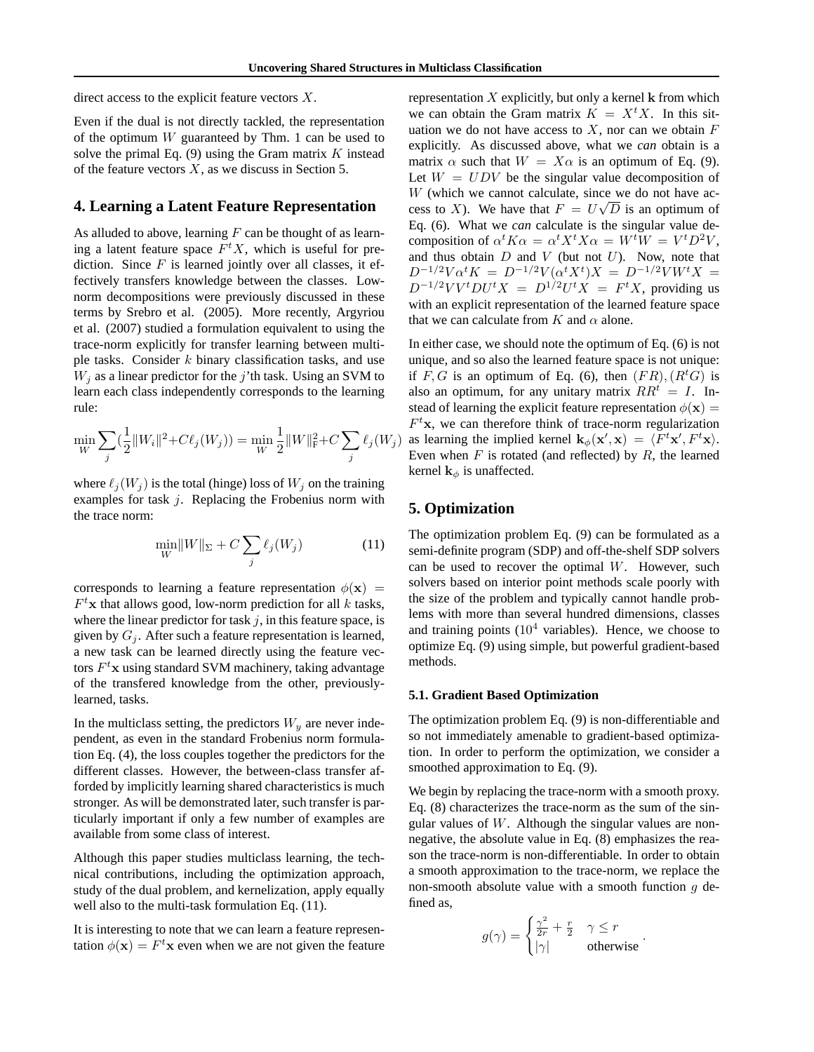direct access to the explicit feature vectors $X$.

Even if the dual is not directly tackled, the representation of the optimum $W$ guaranteed by Thm. 1 can be used to solve the primal Eq. (9) using the Gram matrix $K$ instead of the feature vectors $X$, as we discuss in Section 5.

## 4. Learning a Latent Feature Representation

As alluded to above, learning $F$ can be thought of as learning a latent feature space $F^t X$, which is useful for prediction. Since $F$ is learned jointly over all classes, it effectively transfers knowledge between the classes. Low-norm decompositions were previously discussed in these terms by Srebro et al. (2005). More recently, Argyriou et al. (2007) studied a formulation equivalent to using the trace-norm explicitly for transfer learning between multiple tasks. Consider $k$ binary classification tasks, and use $W_j$ as a linear predictor for the $j$'th task. Using an SVM to learn each class independently corresponds to the learning rule:

$$\min_W \sum_j \left(\frac{1}{2}\|W_i\|^2 + C\ell_j(W_j)\right) = \min_W \frac{1}{2}\|W\|_{\mathrm{F}}^2 + C\sum_j \ell_j(W_j)$$

where $\ell_j(W_j)$ is the total (hinge) loss of $W_j$ on the training examples for task $j$. Replacing the Frobenius norm with the trace norm:

$$\min_W \|W\|_\Sigma + C\sum_j \ell_j(W_j) \tag{11}$$

corresponds to learning a feature representation $\phi(\mathbf{x}) = F^t\mathbf{x}$ that allows good, low-norm prediction for all $k$ tasks, where the linear predictor for task $j$, in this feature space, is given by $G_j$. After such a feature representation is learned, a new task can be learned directly using the feature vectors $F^t\mathbf{x}$ using standard SVM machinery, taking advantage of the transfered knowledge from the other, previously-learned, tasks.

In the multiclass setting, the predictors $W_y$ are never independent, as even in the standard Frobenius norm formulation Eq. (4), the loss couples together the predictors for the different classes. However, the between-class transfer afforded by implicitly learning shared characteristics is much stronger. As will be demonstrated later, such transfer is particularly important if only a few number of examples are available from some class of interest.

Although this paper studies multiclass learning, the technical contributions, including the optimization approach, study of the dual problem, and kernelization, apply equally well also to the multi-task formulation Eq. (11).

It is interesting to note that we can learn a feature representation $\phi(\mathbf{x}) = F^t\mathbf{x}$ even when we are not given the feature representation $X$ explicitly, but only a kernel $\mathbf{k}$ from which we can obtain the Gram matrix $K = X^t X$. In this situation we do not have access to $X$, nor can we obtain $F$ explicitly. As discussed above, what we *can* obtain is a matrix $\alpha$ such that $W = X\alpha$ is an optimum of Eq. (9). Let $W = UDV$ be the singular value decomposition of $W$ (which we cannot calculate, since we do not have access to $X$). We have that $F = U\sqrt{D}$ is an optimum of Eq. (6). What we *can* calculate is the singular value decomposition of $\alpha^t K\alpha = \alpha^t X^t X\alpha = W^t W = V^t D^2 V$, and thus obtain $D$ and $V$ (but not $U$). Now, note that $D^{-1/2}V\alpha^t K = D^{-1/2}V(\alpha^t X^t)X = D^{-1/2}VW^t X = D^{-1/2}VV^t DU^t X = D^{1/2}U^t X = F^t X$, providing us with an explicit representation of the learned feature space that we can calculate from $K$ and $\alpha$ alone.

In either case, we should note the optimum of Eq. (6) is not unique, and so also the learned feature space is not unique: if $F, G$ is an optimum of Eq. (6), then $(FR), (R^t G)$ is also an optimum, for any unitary matrix $RR^t = I$. Instead of learning the explicit feature representation $\phi(\mathbf{x}) = F^t\mathbf{x}$, we can therefore think of trace-norm regularization as learning the implied kernel $\mathbf{k}_\phi(\mathbf{x}', \mathbf{x}) = \langle F^t\mathbf{x}', F^t\mathbf{x}\rangle$. Even when $F$ is rotated (and reflected) by $R$, the learned kernel $\mathbf{k}_\phi$ is unaffected.

## 5. Optimization

The optimization problem Eq. (9) can be formulated as a semi-definite program (SDP) and off-the-shelf SDP solvers can be used to recover the optimal $W$. However, such solvers based on interior point methods scale poorly with the size of the problem and typically cannot handle problems with more than several hundred dimensions, classes and training points ($10^4$ variables). Hence, we choose to optimize Eq. (9) using simple, but powerful gradient-based methods.

### 5.1. Gradient Based Optimization

The optimization problem Eq. (9) is non-differentiable and so not immediately amenable to gradient-based optimization. In order to perform the optimization, we consider a smoothed approximation to Eq. (9).

We begin by replacing the trace-norm with a smooth proxy. Eq. (8) characterizes the trace-norm as the sum of the singular values of $W$. Although the singular values are non-negative, the absolute value in Eq. (8) emphasizes the reason the trace-norm is non-differentiable. In order to obtain a smooth approximation to the trace-norm, we replace the non-smooth absolute value with a smooth function $g$ defined as,

$$g(\gamma) = \begin{cases} \frac{\gamma^2}{2r} + \frac{r}{2} & \gamma \le r \\ |\gamma| & \text{otherwise} \end{cases}.$$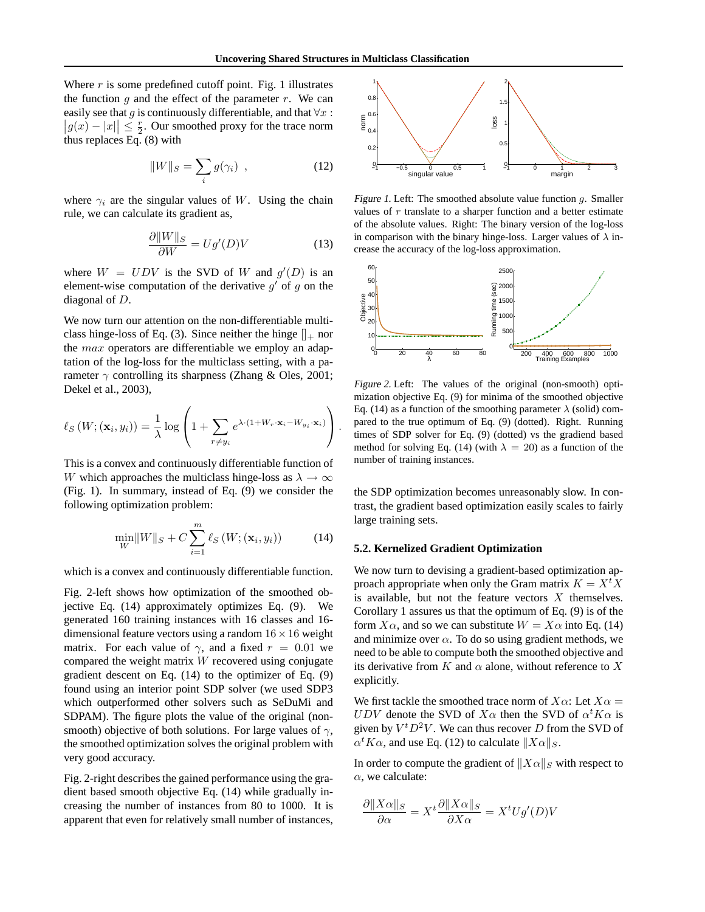Where $r$ is some predefined cutoff point. Fig. 1 illustrates the function $g$ and the effect of the parameter $r$. We can easily see that $g$ is continuously differentiable, and that $\forall x : \left|g(x) - |x|\right| \leq \frac{r}{2}$. Our smoothed proxy for the trace norm thus replaces Eq. (8) with

$$\|W\|_S = \sum_i g(\gamma_i) \ , \tag{12}$$

where $\gamma_i$ are the singular values of $W$. Using the chain rule, we can calculate its gradient as,

$$\frac{\partial \|W\|_S}{\partial W} = Ug'(D)V \tag{13}$$

where $W = UDV$ is the SVD of $W$ and $g'(D)$ is an element-wise computation of the derivative $g'$ of $g$ on the diagonal of $D$.

We now turn our attention on the non-differentiable multiclass hinge-loss of Eq. (3). Since neither the hinge $[]_+$ nor the $max$ operators are differentiable we employ an adaptation of the log-loss for the multiclass setting, with a parameter $\gamma$ controlling its sharpness (Zhang & Oles, 2001; Dekel et al., 2003),

$$\ell_S\left(W; (\mathbf{x}_i, y_i)\right) = \frac{1}{\lambda} \log \left( 1 + \sum_{r \neq y_i} e^{\lambda \cdot (1 + W_r \cdot \mathbf{x}_i - W_{y_i} \cdot \mathbf{x}_i)} \right) .$$

This is a convex and continuously differentiable function of $W$ which approaches the multiclass hinge-loss as $\lambda \to \infty$ (Fig. 1). In summary, instead of Eq. (9) we consider the following optimization problem:

$$\min_W \|W\|_S + C \sum_{i=1}^{m} \ell_S\left(W; (\mathbf{x}_i, y_i)\right) \tag{14}$$

which is a convex and continuously differentiable function.

Fig. 2-left shows how optimization of the smoothed objective Eq. (14) approximately optimizes Eq. (9). We generated 160 training instances with 16 classes and 16-dimensional feature vectors using a random $16 \times 16$ weight matrix. For each value of $\gamma$, and a fixed $r = 0.01$ we compared the weight matrix $W$ recovered using conjugate gradient descent on Eq. (14) to the optimizer of Eq. (9) found using an interior point SDP solver (we used SDP3 which outperformed other solvers such as SeDuMi and SDPAM). The figure plots the value of the original (non-smooth) objective of both solutions. For large values of $\gamma$, the smoothed optimization solves the original problem with very good accuracy.

Fig. 2-right describes the gained performance using the gradient based smooth objective Eq. (14) while gradually increasing the number of instances from 80 to 1000. It is apparent that even for relatively small number of instances, the SDP optimization becomes unreasonably slow. In contrast, the gradient based optimization easily scales to fairly large training sets.

*Figure 1.* Left: The smoothed absolute value function $g$. Smaller values of $r$ translate to a sharper function and a better estimate of the absolute values. Right: The binary version of the log-loss in comparison with the binary hinge-loss. Larger values of $\lambda$ increase the accuracy of the log-loss approximation.

*Figure 2.* Left: The values of the original (non-smooth) optimization objective Eq. (9) for minima of the smoothed objective Eq. (14) as a function of the smoothing parameter $\lambda$ (solid) compared to the true optimum of Eq. (9) (dotted). Right. Running times of SDP solver for Eq. (9) (dotted) vs the gradiend based method for solving Eq. (14) (with $\lambda = 20$) as a function of the number of training instances.

### 5.2. Kernelized Gradient Optimization

We now turn to devising a gradient-based optimization approach appropriate when only the Gram matrix $K = X^t X$ is available, but not the feature vectors $X$ themselves. Corollary 1 assures us that the optimum of Eq. (9) is of the form $X\alpha$, and so we can substitute $W = X\alpha$ into Eq. (14) and minimize over $\alpha$. To do so using gradient methods, we need to be able to compute both the smoothed objective and its derivative from $K$ and $\alpha$ alone, without reference to $X$ explicitly.

We first tackle the smoothed trace norm of $X\alpha$: Let $X\alpha = UDV$ denote the SVD of $X\alpha$ then the SVD of $\alpha^t K \alpha$ is given by $V^t D^2 V$. We can thus recover $D$ from the SVD of $\alpha^t K \alpha$, and use Eq. (12) to calculate $\|X\alpha\|_S$.

In order to compute the gradient of $\|X\alpha\|_S$ with respect to $\alpha$, we calculate:

$$\frac{\partial \|X\alpha\|_S}{\partial \alpha} = X^t \frac{\partial \|X\alpha\|_S}{\partial X\alpha} = X^t U g'(D) V$$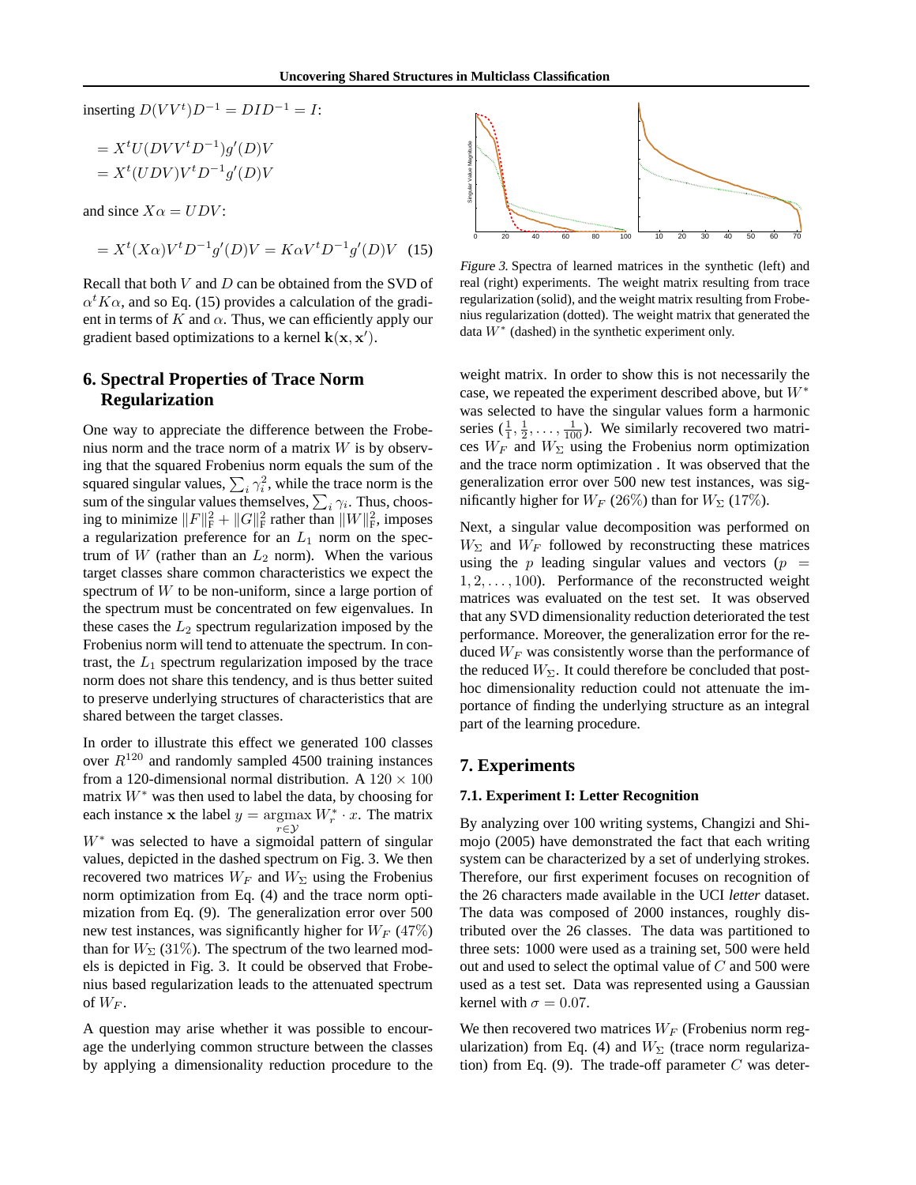inserting $D(VV^t)D^{-1} = DID^{-1} = I$:

$$= X^t U(DVV^t D^{-1})g'(D)V$$
$$= X^t (UDV)V^t D^{-1} g'(D)V$$

and since $X\alpha = UDV$:

$$= X^t (X\alpha)V^t D^{-1} g'(D)V = K\alpha V^t D^{-1} g'(D)V \quad (15)$$

Recall that both $V$ and $D$ can be obtained from the SVD of $\alpha^t K \alpha$, and so Eq. (15) provides a calculation of the gradient in terms of $K$ and $\alpha$. Thus, we can efficiently apply our gradient based optimizations to a kernel $\mathbf{k}(\mathbf{x}, \mathbf{x}')$.

## 6. Spectral Properties of Trace Norm Regularization

One way to appreciate the difference between the Frobenius norm and the trace norm of a matrix $W$ is by observing that the squared Frobenius norm equals the sum of the squared singular values, $\sum_i \gamma_i^2$, while the trace norm is the sum of the singular values themselves, $\sum_i \gamma_i$. Thus, choosing to minimize $\|F\|_F^2 + \|G\|_F^2$ rather than $\|W\|_F^2$, imposes a regularization preference for an $L_1$ norm on the spectrum of $W$ (rather than an $L_2$ norm). When the various target classes share common characteristics we expect the spectrum of $W$ to be non-uniform, since a large portion of the spectrum must be concentrated on few eigenvalues. In these cases the $L_2$ spectrum regularization imposed by the Frobenius norm will tend to attenuate the spectrum. In contrast, the $L_1$ spectrum regularization imposed by the trace norm does not share this tendency, and is thus better suited to preserve underlying structures of characteristics that are shared between the target classes.

In order to illustrate this effect we generated 100 classes over $R^{120}$ and randomly sampled 4500 training instances from a 120-dimensional normal distribution. A $120 \times 100$ matrix $W^*$ was then used to label the data, by choosing for each instance $\mathbf{x}$ the label $y = \underset{r \in \mathcal{Y}}{\operatorname{argmax}}\, W_r^* \cdot x$. The matrix $W^*$ was selected to have a sigmoidal pattern of singular values, depicted in the dashed spectrum on Fig. 3. We then recovered two matrices $W_F$ and $W_\Sigma$ using the Frobenius norm optimization from Eq. (4) and the trace norm optimization from Eq. (9). The generalization error over 500 new test instances, was significantly higher for $W_F$ (47%) than for $W_\Sigma$ (31%). The spectrum of the two learned models is depicted in Fig. 3. It could be observed that Frobenius based regularization leads to the attenuated spectrum of $W_F$.

A question may arise whether it was possible to encourage the underlying common structure between the classes by applying a dimensionality reduction procedure to the weight matrix. In order to show this is not necessarily the case, we repeated the experiment described above, but $W^*$ was selected to have the singular values form a harmonic series $(\frac{1}{1}, \frac{1}{2}, \ldots, \frac{1}{100})$. We similarly recovered two matrices $W_F$ and $W_\Sigma$ using the Frobenius norm optimization and the trace norm optimization . It was observed that the generalization error over 500 new test instances, was significantly higher for $W_F$ (26%) than for $W_\Sigma$ (17%).

Next, a singular value decomposition was performed on $W_\Sigma$ and $W_F$ followed by reconstructing these matrices using the $p$ leading singular values and vectors ($p = 1, 2, \ldots, 100$). Performance of the reconstructed weight matrices was evaluated on the test set. It was observed that any SVD dimensionality reduction deteriorated the test performance. Moreover, the generalization error for the reduced $W_F$ was consistently worse than the performance of the reduced $W_\Sigma$. It could therefore be concluded that post-hoc dimensionality reduction could not attenuate the importance of finding the underlying structure as an integral part of the learning procedure.

*Figure 3.* Spectra of learned matrices in the synthetic (left) and real (right) experiments. The weight matrix resulting from trace regularization (solid), and the weight matrix resulting from Frobenius regularization (dotted). The weight matrix that generated the data $W^*$ (dashed) in the synthetic experiment only.

## 7. Experiments

### 7.1. Experiment I: Letter Recognition

By analyzing over 100 writing systems, Changizi and Shimojo (2005) have demonstrated the fact that each writing system can be characterized by a set of underlying strokes. Therefore, our first experiment focuses on recognition of the 26 characters made available in the UCI *letter* dataset. The data was composed of 2000 instances, roughly distributed over the 26 classes. The data was partitioned to three sets: 1000 were used as a training set, 500 were held out and used to select the optimal value of $C$ and 500 were used as a test set. Data was represented using a Gaussian kernel with $\sigma = 0.07$.

We then recovered two matrices $W_F$ (Frobenius norm regularization) from Eq. (4) and $W_\Sigma$ (trace norm regularization) from Eq. (9). The trade-off parameter $C$ was deter-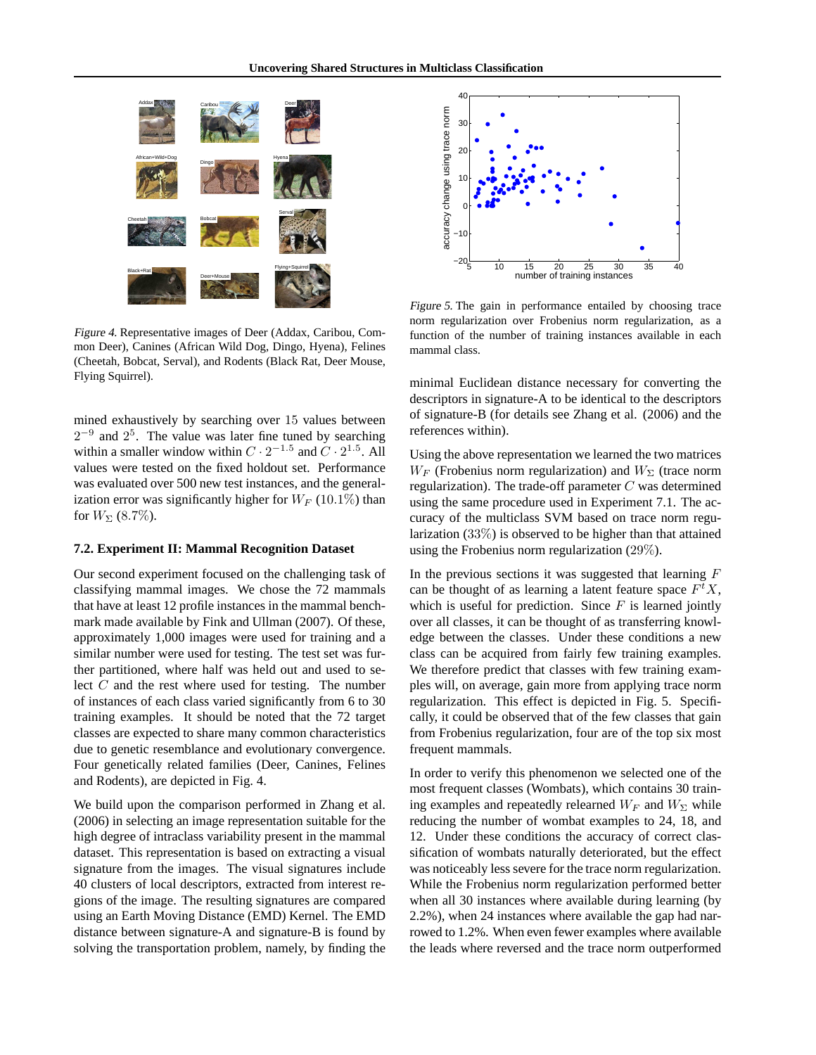Figure 4. Representative images of Deer (Addax, Caribou, Common Deer), Canines (African Wild Dog, Dingo, Hyena), Felines (Cheetah, Bobcat, Serval), and Rodents (Black Rat, Deer Mouse, Flying Squirrel).

mined exhaustively by searching over 15 values between $2^{-9}$ and $2^5$. The value was later fine tuned by searching within a smaller window within $C \cdot 2^{-1.5}$ and $C \cdot 2^{1.5}$. All values were tested on the fixed holdout set. Performance was evaluated over 500 new test instances, and the generalization error was significantly higher for $W_F$ $(10.1\%)$ than for $W_\Sigma$ $(8.7\%)$.

### 7.2. Experiment II: Mammal Recognition Dataset

Our second experiment focused on the challenging task of classifying mammal images. We chose the 72 mammals that have at least 12 profile instances in the mammal benchmark made available by Fink and Ullman (2007). Of these, approximately 1,000 images were used for training and a similar number were used for testing. The test set was further partitioned, where half was held out and used to select $C$ and the rest where used for testing. The number of instances of each class varied significantly from 6 to 30 training examples. It should be noted that the 72 target classes are expected to share many common characteristics due to genetic resemblance and evolutionary convergence. Four genetically related families (Deer, Canines, Felines and Rodents), are depicted in Fig. 4.

We build upon the comparison performed in Zhang et al. (2006) in selecting an image representation suitable for the high degree of intraclass variability present in the mammal dataset. This representation is based on extracting a visual signature from the images. The visual signatures include 40 clusters of local descriptors, extracted from interest regions of the image. The resulting signatures are compared using an Earth Moving Distance (EMD) Kernel. The EMD distance between signature-A and signature-B is found by solving the transportation problem, namely, by finding the minimal Euclidean distance necessary for converting the descriptors in signature-A to be identical to the descriptors of signature-B (for details see Zhang et al. (2006) and the references within).

Figure 5. The gain in performance entailed by choosing trace norm regularization over Frobenius norm regularization, as a function of the number of training instances available in each mammal class.

Using the above representation we learned the two matrices $W_F$ (Frobenius norm regularization) and $W_\Sigma$ (trace norm regularization). The trade-off parameter $C$ was determined using the same procedure used in Experiment 7.1. The accuracy of the multiclass SVM based on trace norm regularization $(33\%)$ is observed to be higher than that attained using the Frobenius norm regularization $(29\%)$.

In the previous sections it was suggested that learning $F$ can be thought of as learning a latent feature space $F^t X$, which is useful for prediction. Since $F$ is learned jointly over all classes, it can be thought of as transferring knowledge between the classes. Under these conditions a new class can be acquired from fairly few training examples. We therefore predict that classes with few training examples will, on average, gain more from applying trace norm regularization. This effect is depicted in Fig. 5. Specifically, it could be observed that of the few classes that gain from Frobenius regularization, four are of the top six most frequent mammals.

In order to verify this phenomenon we selected one of the most frequent classes (Wombats), which contains 30 training examples and repeatedly relearned $W_F$ and $W_\Sigma$ while reducing the number of wombat examples to 24, 18, and 12. Under these conditions the accuracy of correct classification of wombats naturally deteriorated, but the effect was noticeably less severe for the trace norm regularization. While the Frobenius norm regularization performed better when all 30 instances where available during learning (by 2.2%), when 24 instances where available the gap had narrowed to 1.2%. When even fewer examples where available the leads where reversed and the trace norm outperformed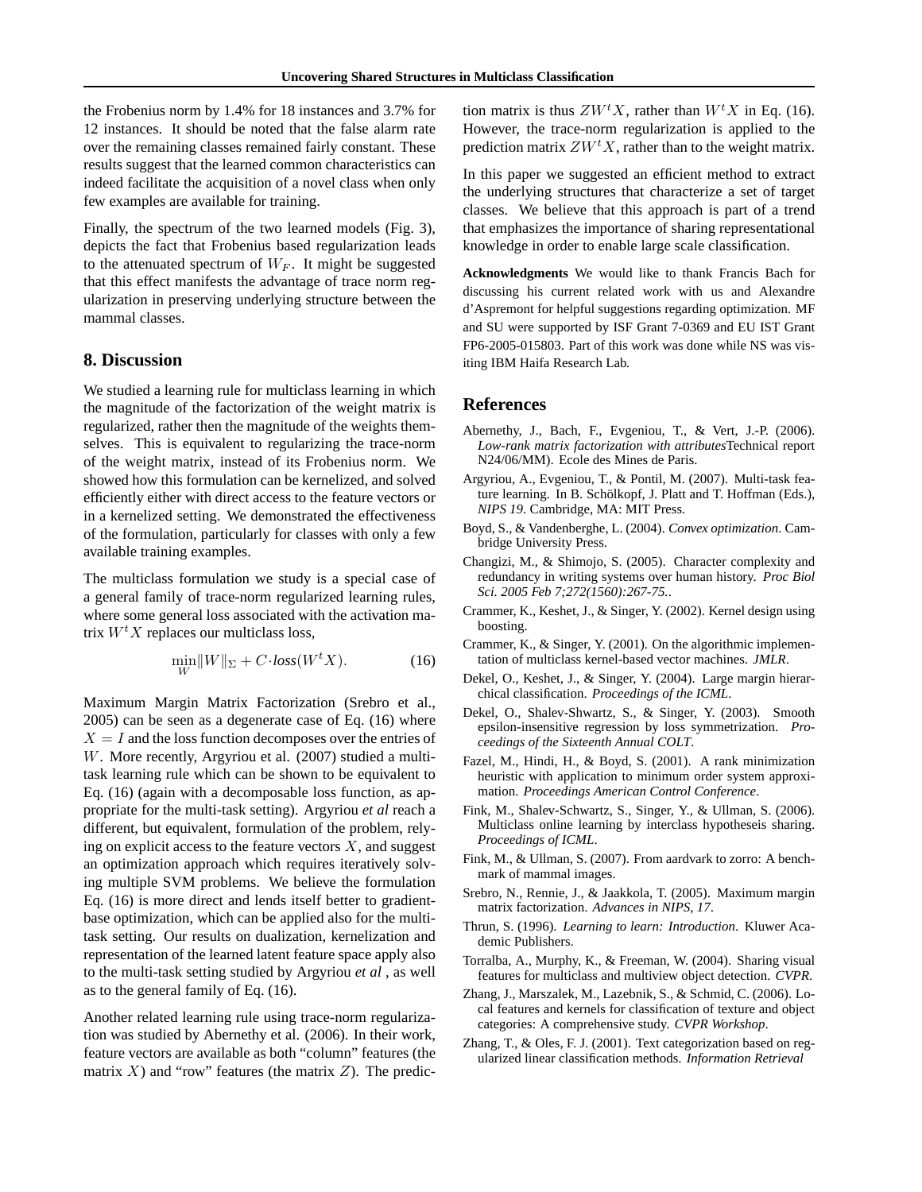the Frobenius norm by 1.4% for 18 instances and 3.7% for 12 instances. It should be noted that the false alarm rate over the remaining classes remained fairly constant. These results suggest that the learned common characteristics can indeed facilitate the acquisition of a novel class when only few examples are available for training.

Finally, the spectrum of the two learned models (Fig. 3), depicts the fact that Frobenius based regularization leads to the attenuated spectrum of $W_F$. It might be suggested that this effect manifests the advantage of trace norm regularization in preserving underlying structure between the mammal classes.

## 8. Discussion

We studied a learning rule for multiclass learning in which the magnitude of the factorization of the weight matrix is regularized, rather then the magnitude of the weights themselves. This is equivalent to regularizing the trace-norm of the weight matrix, instead of its Frobenius norm. We showed how this formulation can be kernelized, and solved efficiently either with direct access to the feature vectors or in a kernelized setting. We demonstrated the effectiveness of the formulation, particularly for classes with only a few available training examples.

The multiclass formulation we study is a special case of a general family of trace-norm regularized learning rules, where some general loss associated with the activation matrix $W^t X$ replaces our multiclass loss,

$$\min_W \|W\|_\Sigma + C \cdot \textit{loss}(W^t X). \tag{16}$$

Maximum Margin Matrix Factorization (Srebro et al., 2005) can be seen as a degenerate case of Eq. (16) where $X = I$ and the loss function decomposes over the entries of $W$. More recently, Argyriou et al. (2007) studied a multi-task learning rule which can be shown to be equivalent to Eq. (16) (again with a decomposable loss function, as appropriate for the multi-task setting). Argyriou *et al* reach a different, but equivalent, formulation of the problem, relying on explicit access to the feature vectors $X$, and suggest an optimization approach which requires iteratively solving multiple SVM problems. We believe the formulation Eq. (16) is more direct and lends itself better to gradient-base optimization, which can be applied also for the multi-task setting. Our results on dualization, kernelization and representation of the learned latent feature space apply also to the multi-task setting studied by Argyriou *et al* , as well as to the general family of Eq. (16).

Another related learning rule using trace-norm regularization was studied by Abernethy et al. (2006). In their work, feature vectors are available as both "column" features (the matrix $X$) and "row" features (the matrix $Z$). The prediction matrix is thus $ZW^t X$, rather than $W^t X$ in Eq. (16). However, the trace-norm regularization is applied to the prediction matrix $ZW^t X$, rather than to the weight matrix.

In this paper we suggested an efficient method to extract the underlying structures that characterize a set of target classes. We believe that this approach is part of a trend that emphasizes the importance of sharing representational knowledge in order to enable large scale classification.

**Acknowledgments** We would like to thank Francis Bach for discussing his current related work with us and Alexandre d'Aspremont for helpful suggestions regarding optimization. MF and SU were supported by ISF Grant 7-0369 and EU IST Grant FP6-2005-015803. Part of this work was done while NS was visiting IBM Haifa Research Lab.

## References

Abernethy, J., Bach, F., Evgeniou, T., & Vert, J.-P. (2006). *Low-rank matrix factorization with attributes*Technical report N24/06/MM). Ecole des Mines de Paris.

Argyriou, A., Evgeniou, T., & Pontil, M. (2007). Multi-task feature learning. In B. Schölkopf, J. Platt and T. Hoffman (Eds.), *NIPS 19*. Cambridge, MA: MIT Press.

Boyd, S., & Vandenberghe, L. (2004). *Convex optimization*. Cambridge University Press.

Changizi, M., & Shimojo, S. (2005). Character complexity and redundancy in writing systems over human history. *Proc Biol Sci. 2005 Feb 7;272(1560):267-75.*.

Crammer, K., Keshet, J., & Singer, Y. (2002). Kernel design using boosting.

Crammer, K., & Singer, Y. (2001). On the algorithmic implementation of multiclass kernel-based vector machines. *JMLR*.

Dekel, O., Keshet, J., & Singer, Y. (2004). Large margin hierarchical classification. *Proceedings of the ICML*.

Dekel, O., Shalev-Shwartz, S., & Singer, Y. (2003). Smooth epsilon-insensitive regression by loss symmetrization. *Proceedings of the Sixteenth Annual COLT*.

Fazel, M., Hindi, H., & Boyd, S. (2001). A rank minimization heuristic with application to minimum order system approximation. *Proceedings American Control Conference*.

Fink, M., Shalev-Schwartz, S., Singer, Y., & Ullman, S. (2006). Multiclass online learning by interclass hypotheseis sharing. *Proceedings of ICML*.

Fink, M., & Ullman, S. (2007). From aardvark to zorro: A benchmark of mammal images.

Srebro, N., Rennie, J., & Jaakkola, T. (2005). Maximum margin matrix factorization. *Advances in NIPS, 17*.

Thrun, S. (1996). *Learning to learn: Introduction*. Kluwer Academic Publishers.

Torralba, A., Murphy, K., & Freeman, W. (2004). Sharing visual features for multiclass and multiview object detection. *CVPR*.

Zhang, J., Marszalek, M., Lazebnik, S., & Schmid, C. (2006). Local features and kernels for classification of texture and object categories: A comprehensive study. *CVPR Workshop*.

Zhang, T., & Oles, F. J. (2001). Text categorization based on regularized linear classification methods. *Information Retrieval*